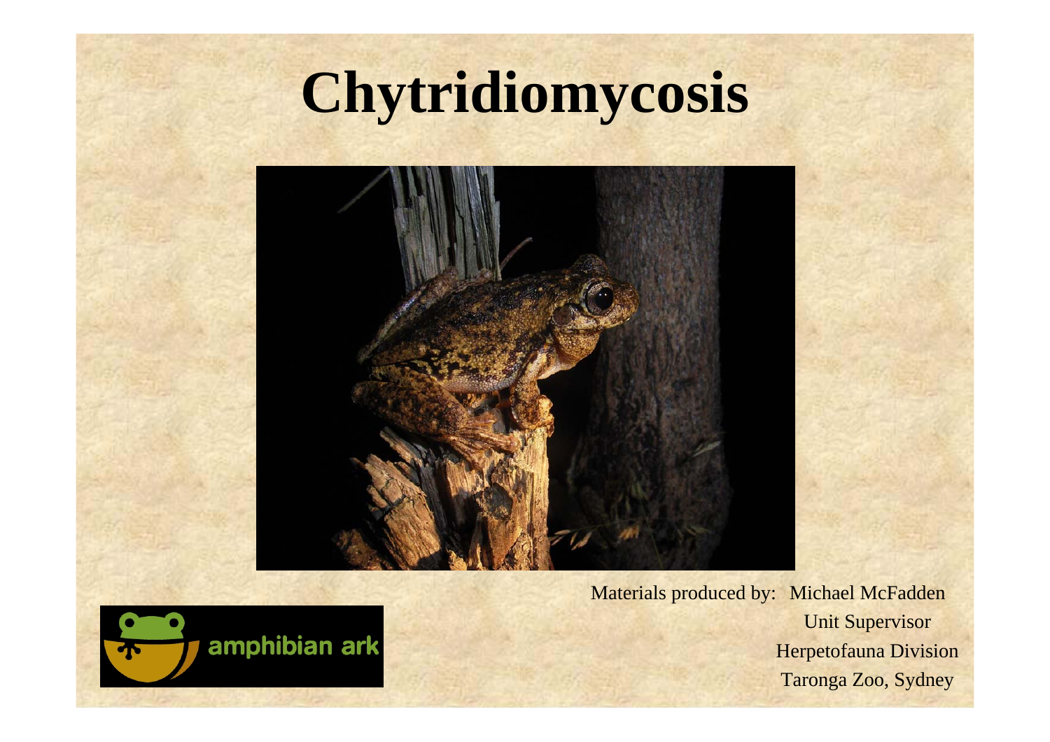# Chytridiomycosis

Materials produced by: Michael McFadden

Unit Supervisor

Herpetofauna Division

Taronga Zoo, Sydney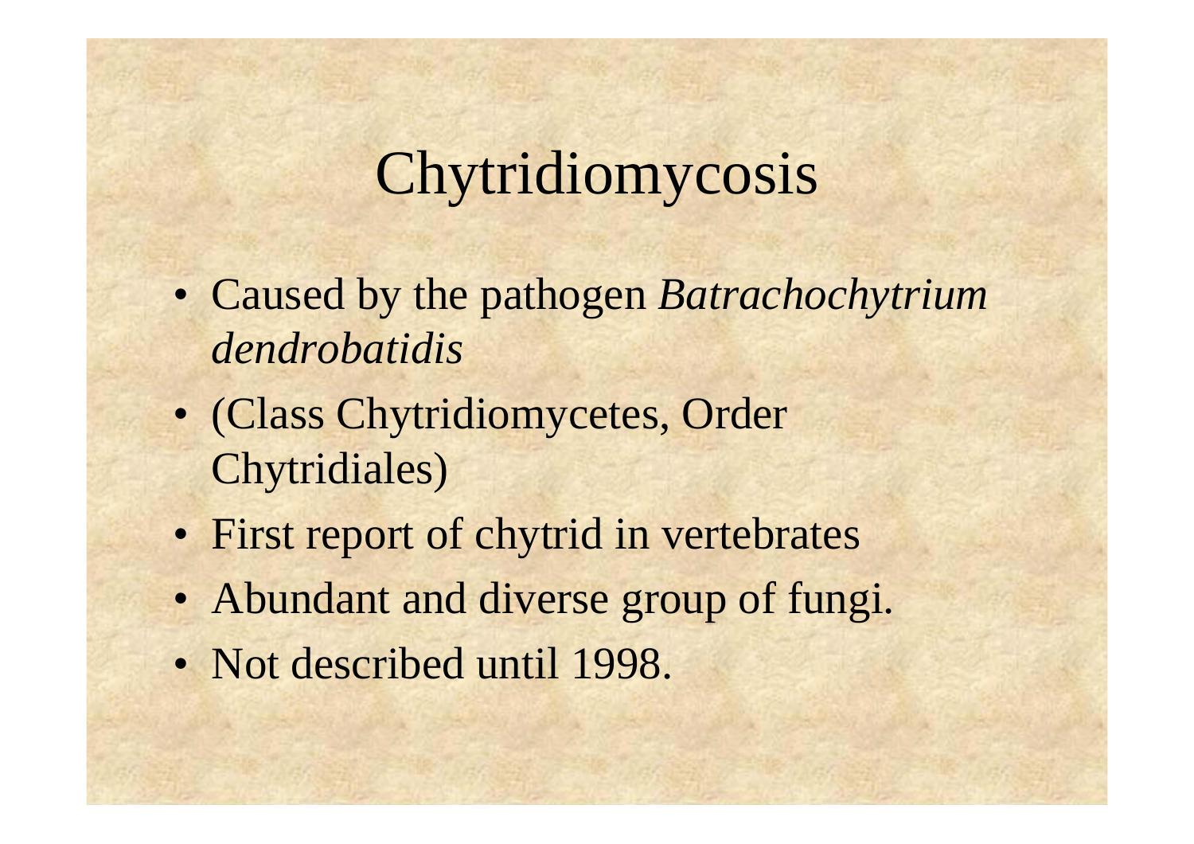# Chytridiomycosis

- Caused by the pathogen *Batrachochytrium dendrobatidis*
- (Class Chytridiomycetes, Order Chytridiales)
- First report of chytrid in vertebrates
- Abundant and diverse group of fungi.
- Not described until 1998.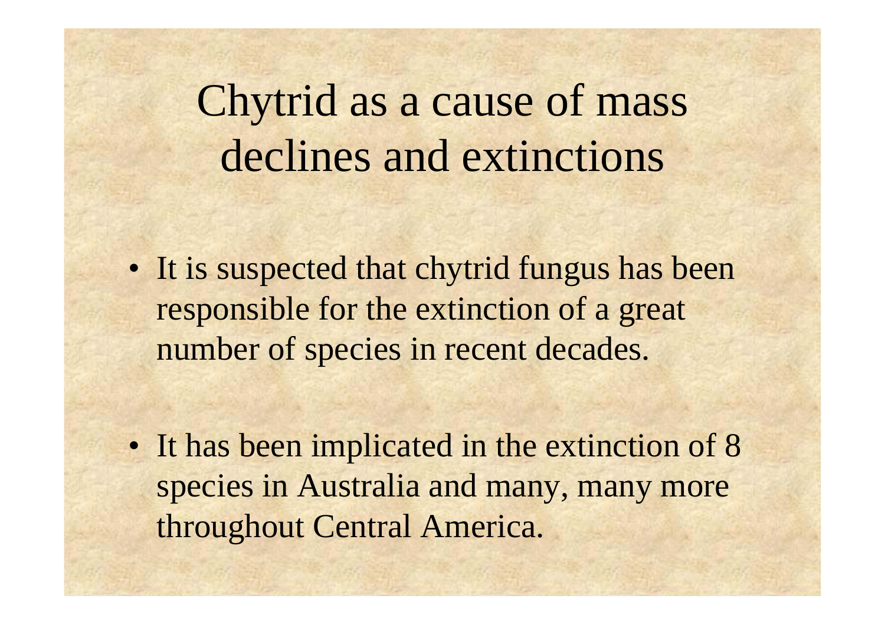# Chytrid as a cause of mass declines and extinctions

- It is suspected that chytrid fungus has been responsible for the extinction of a great number of species in recent decades.
- It has been implicated in the extinction of 8 species in Australia and many, many more throughout Central America.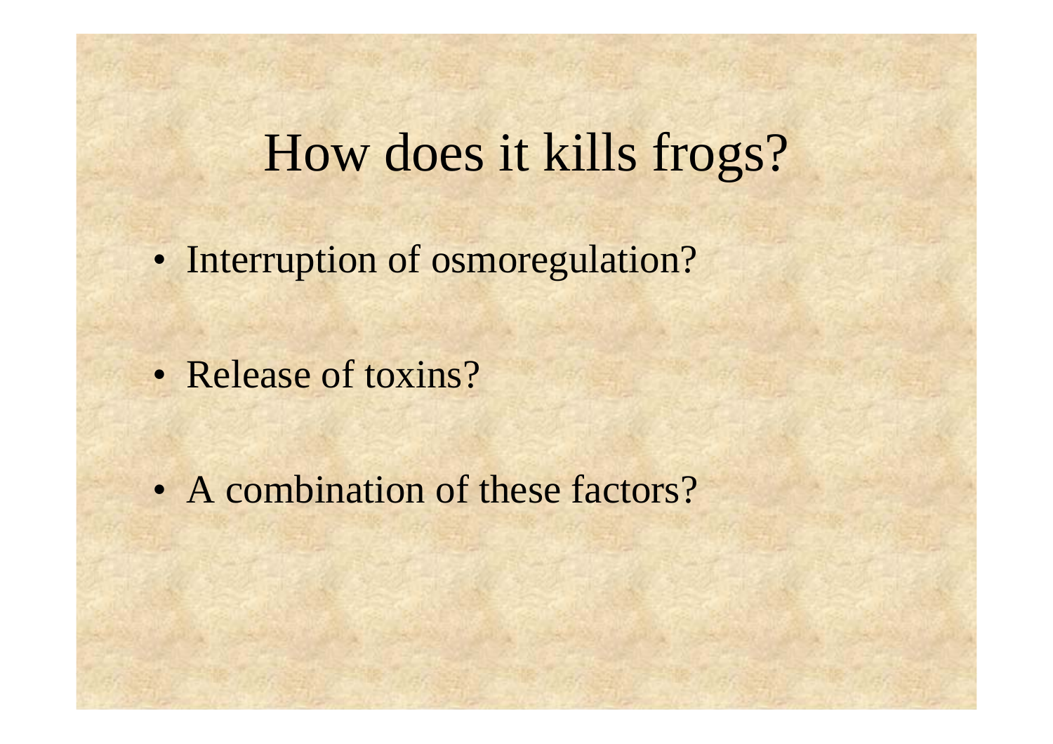# How does it kills frogs?

- Interruption of osmoregulation?
- Release of toxins?
- A combination of these factors?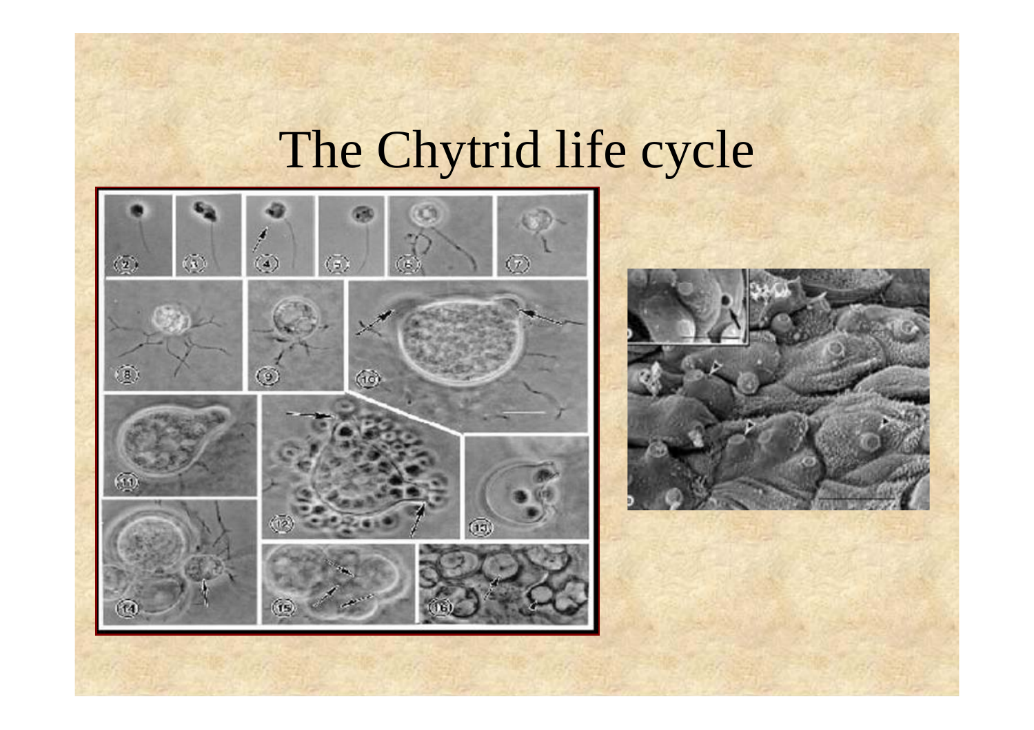# The Chytrid life cycle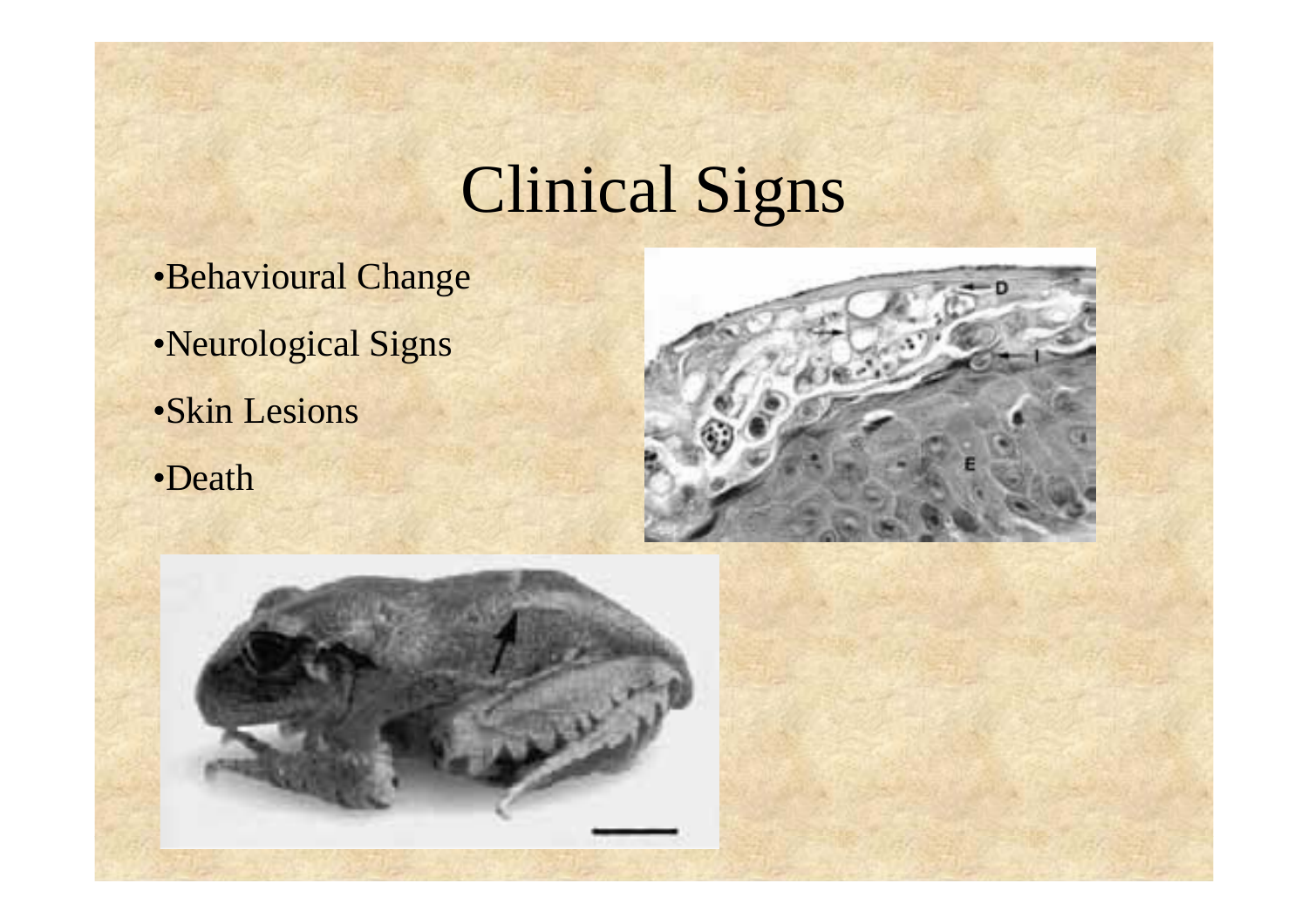# Clinical Signs

- Behavioural Change
- Neurological Signs
- Skin Lesions
- Death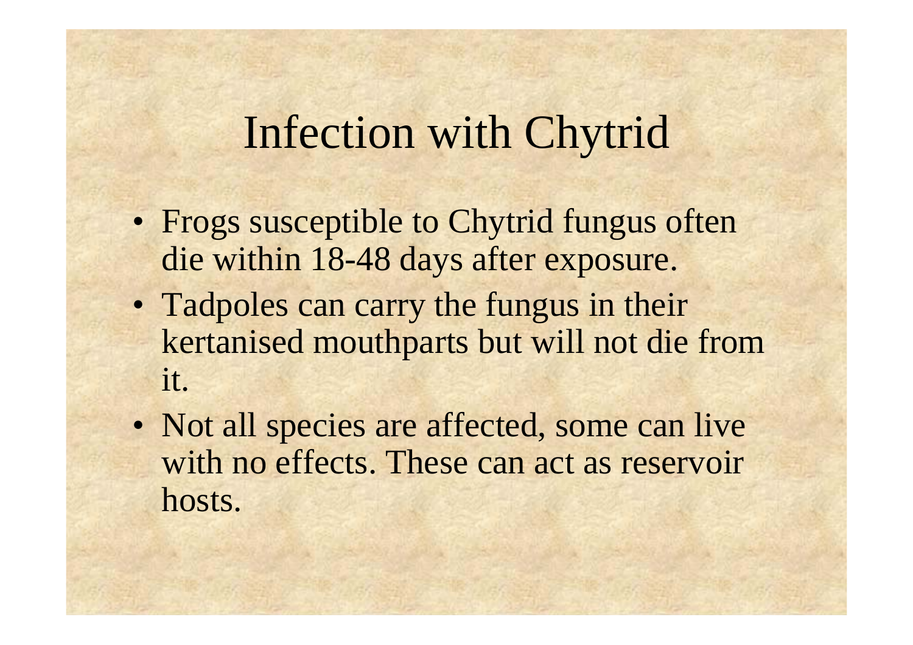# Infection with Chytrid

- Frogs susceptible to Chytrid fungus often die within 18-48 days after exposure.
- Tadpoles can carry the fungus in their kertanised mouthparts but will not die from it.
- Not all species are affected, some can live with no effects. These can act as reservoir hosts.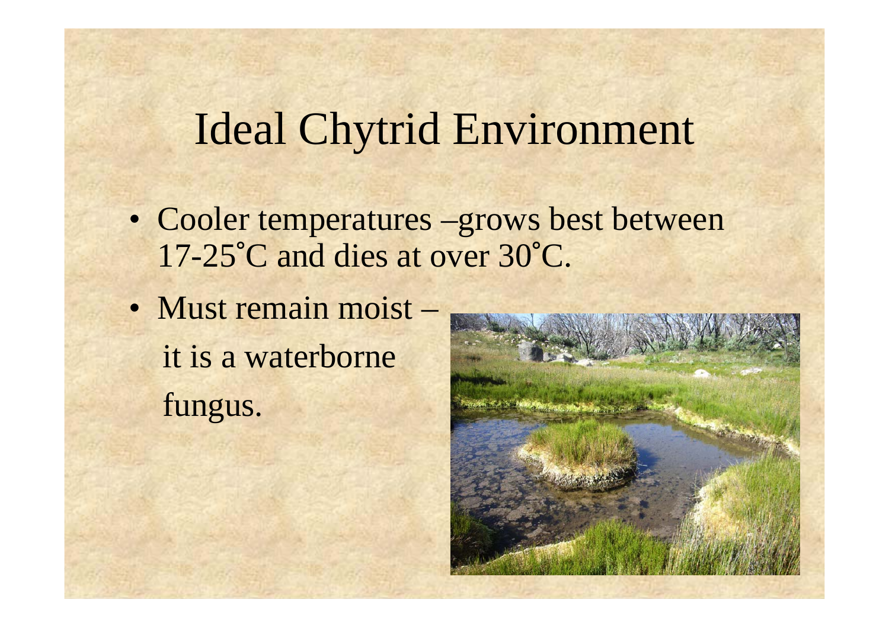# Ideal Chytrid Environment

- Cooler temperatures –grows best between 17-25˚C and dies at over 30˚C.
- Must remain moist – it is a waterborne fungus.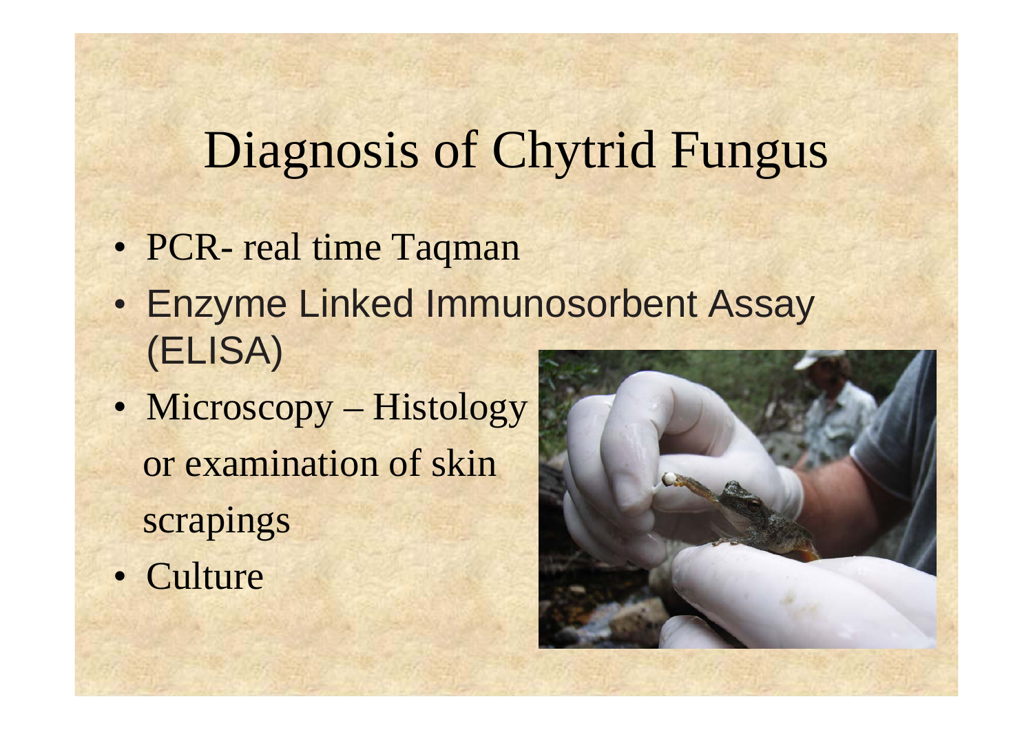# Diagnosis of Chytrid Fungus

- PCR- real time Taqman
- Enzyme Linked Immunosorbent Assay (ELISA)
- Microscopy – Histology or examination of skin scrapings
- Culture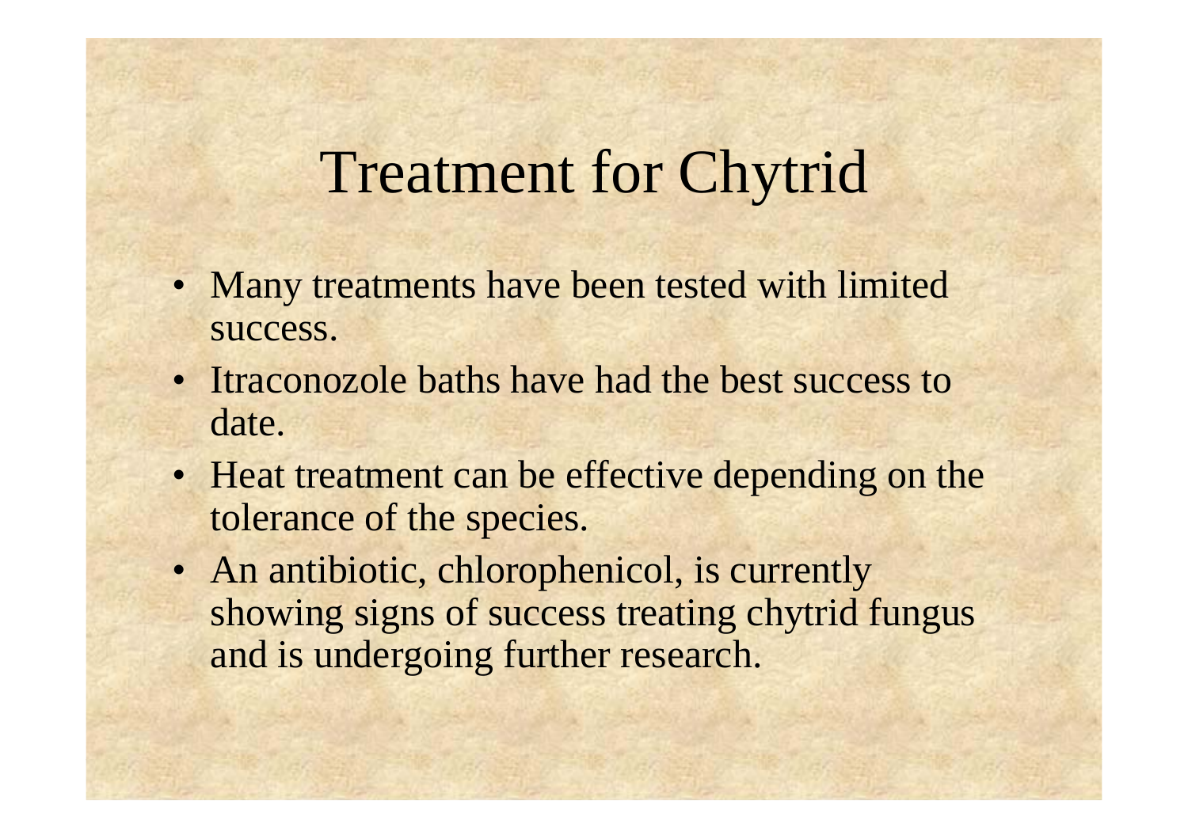# Treatment for Chytrid

- Many treatments have been tested with limited success.
- Itraconozole baths have had the best success to date.
- Heat treatment can be effective depending on the tolerance of the species.
- An antibiotic, chlorophenicol, is currently showing signs of success treating chytrid fungus and is undergoing further research.